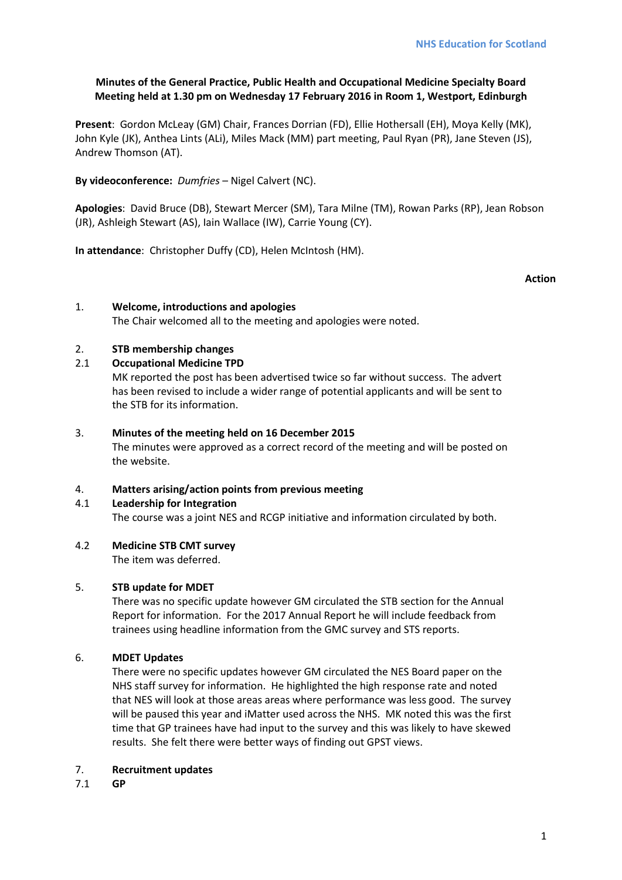NHS Education for Scotland

**Minutes of the General Practice, Public Health and Occupational Medicine Specialty Board Meeting held at 1.30 pm on Wednesday 17 February 2016 in Room 1, Westport, Edinburgh**

**Present**: Gordon McLeay (GM) Chair, Frances Dorrian (FD), Ellie Hothersall (EH), Moya Kelly (MK), John Kyle (JK), Anthea Lints (ALi), Miles Mack (MM) part meeting, Paul Ryan (PR), Jane Steven (JS), Andrew Thomson (AT).

**By videoconference:** *Dumfries* – Nigel Calvert (NC).

**Apologies**: David Bruce (DB), Stewart Mercer (SM), Tara Milne (TM), Rowan Parks (RP), Jean Robson (JR), Ashleigh Stewart (AS), Iain Wallace (IW), Carrie Young (CY).

**In attendance**: Christopher Duffy (CD), Helen McIntosh (HM).

**Action**

1. **Welcome, introductions and apologies**
   The Chair welcomed all to the meeting and apologies were noted.

2. **STB membership changes**

2.1 **Occupational Medicine TPD**
   MK reported the post has been advertised twice so far without success. The advert has been revised to include a wider range of potential applicants and will be sent to the STB for its information.

3. **Minutes of the meeting held on 16 December 2015**
   The minutes were approved as a correct record of the meeting and will be posted on the website.

4. **Matters arising/action points from previous meeting**

4.1 **Leadership for Integration**
   The course was a joint NES and RCGP initiative and information circulated by both.

4.2 **Medicine STB CMT survey**
   The item was deferred.

5. **STB update for MDET**
   There was no specific update however GM circulated the STB section for the Annual Report for information. For the 2017 Annual Report he will include feedback from trainees using headline information from the GMC survey and STS reports.

6. **MDET Updates**
   There were no specific updates however GM circulated the NES Board paper on the NHS staff survey for information. He highlighted the high response rate and noted that NES will look at those areas areas where performance was less good. The survey will be paused this year and iMatter used across the NHS. MK noted this was the first time that GP trainees have had input to the survey and this was likely to have skewed results. She felt there were better ways of finding out GPST views.

7. **Recruitment updates**

7.1 **GP**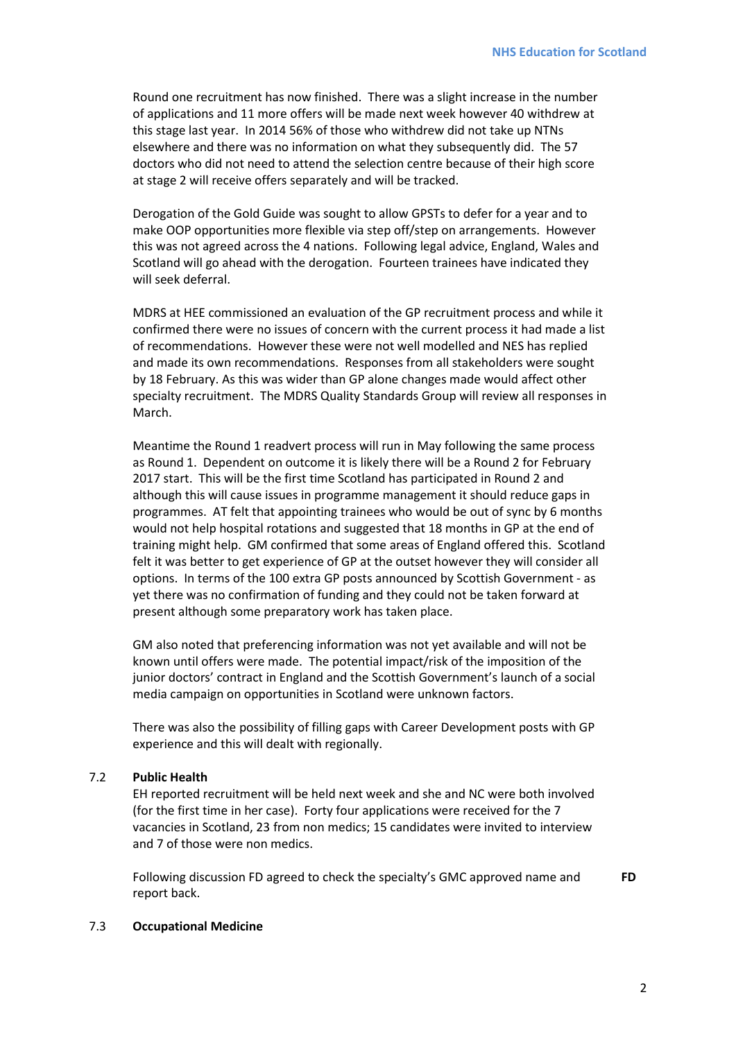Round one recruitment has now finished. There was a slight increase in the number of applications and 11 more offers will be made next week however 40 withdrew at this stage last year. In 2014 56% of those who withdrew did not take up NTNs elsewhere and there was no information on what they subsequently did. The 57 doctors who did not need to attend the selection centre because of their high score at stage 2 will receive offers separately and will be tracked.

Derogation of the Gold Guide was sought to allow GPSTs to defer for a year and to make OOP opportunities more flexible via step off/step on arrangements. However this was not agreed across the 4 nations. Following legal advice, England, Wales and Scotland will go ahead with the derogation. Fourteen trainees have indicated they will seek deferral.

MDRS at HEE commissioned an evaluation of the GP recruitment process and while it confirmed there were no issues of concern with the current process it had made a list of recommendations. However these were not well modelled and NES has replied and made its own recommendations. Responses from all stakeholders were sought by 18 February. As this was wider than GP alone changes made would affect other specialty recruitment. The MDRS Quality Standards Group will review all responses in March.

Meantime the Round 1 readvert process will run in May following the same process as Round 1. Dependent on outcome it is likely there will be a Round 2 for February 2017 start. This will be the first time Scotland has participated in Round 2 and although this will cause issues in programme management it should reduce gaps in programmes. AT felt that appointing trainees who would be out of sync by 6 months would not help hospital rotations and suggested that 18 months in GP at the end of training might help. GM confirmed that some areas of England offered this. Scotland felt it was better to get experience of GP at the outset however they will consider all options. In terms of the 100 extra GP posts announced by Scottish Government - as yet there was no confirmation of funding and they could not be taken forward at present although some preparatory work has taken place.

GM also noted that preferencing information was not yet available and will not be known until offers were made. The potential impact/risk of the imposition of the junior doctors' contract in England and the Scottish Government's launch of a social media campaign on opportunities in Scotland were unknown factors.

There was also the possibility of filling gaps with Career Development posts with GP experience and this will dealt with regionally.

7.2 **Public Health**

EH reported recruitment will be held next week and she and NC were both involved (for the first time in her case). Forty four applications were received for the 7 vacancies in Scotland, 23 from non medics; 15 candidates were invited to interview and 7 of those were non medics.

Following discussion FD agreed to check the specialty's GMC approved name and report back. **FD**

7.3 **Occupational Medicine**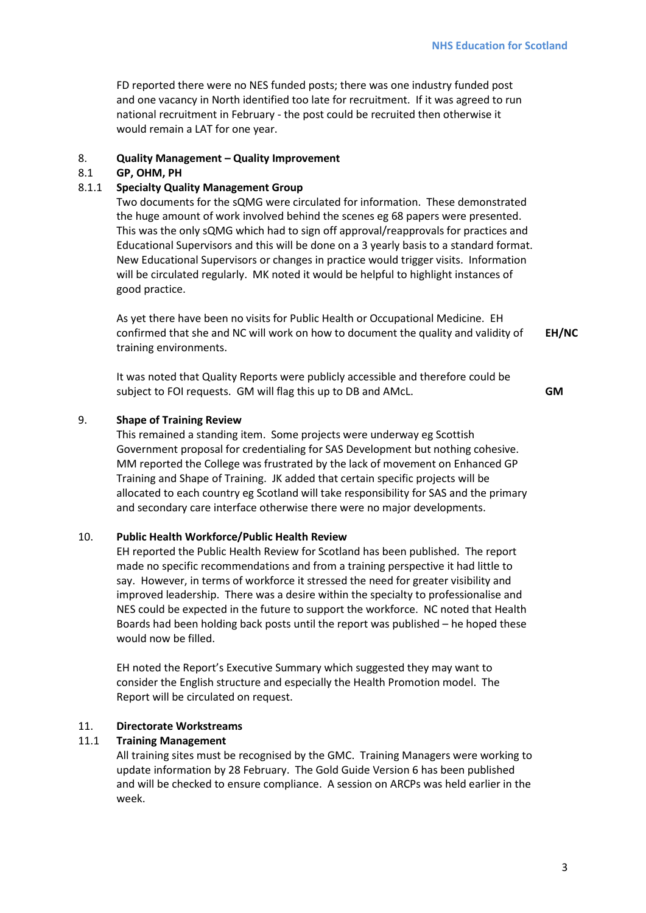FD reported there were no NES funded posts; there was one industry funded post and one vacancy in North identified too late for recruitment. If it was agreed to run national recruitment in February - the post could be recruited then otherwise it would remain a LAT for one year.

## 8. Quality Management – Quality Improvement

### 8.1 GP, OHM, PH

#### 8.1.1 Specialty Quality Management Group

Two documents for the sQMG were circulated for information. These demonstrated the huge amount of work involved behind the scenes eg 68 papers were presented. This was the only sQMG which had to sign off approval/reapprovals for practices and Educational Supervisors and this will be done on a 3 yearly basis to a standard format. New Educational Supervisors or changes in practice would trigger visits. Information will be circulated regularly. MK noted it would be helpful to highlight instances of good practice.

As yet there have been no visits for Public Health or Occupational Medicine. EH confirmed that she and NC will work on how to document the quality and validity of training environments. **EH/NC**

It was noted that Quality Reports were publicly accessible and therefore could be subject to FOI requests. GM will flag this up to DB and AMcL. **GM**

## 9. Shape of Training Review

This remained a standing item. Some projects were underway eg Scottish Government proposal for credentialing for SAS Development but nothing cohesive. MM reported the College was frustrated by the lack of movement on Enhanced GP Training and Shape of Training. JK added that certain specific projects will be allocated to each country eg Scotland will take responsibility for SAS and the primary and secondary care interface otherwise there were no major developments.

## 10. Public Health Workforce/Public Health Review

EH reported the Public Health Review for Scotland has been published. The report made no specific recommendations and from a training perspective it had little to say. However, in terms of workforce it stressed the need for greater visibility and improved leadership. There was a desire within the specialty to professionalise and NES could be expected in the future to support the workforce. NC noted that Health Boards had been holding back posts until the report was published – he hoped these would now be filled.

EH noted the Report's Executive Summary which suggested they may want to consider the English structure and especially the Health Promotion model. The Report will be circulated on request.

## 11. Directorate Workstreams

### 11.1 Training Management

All training sites must be recognised by the GMC. Training Managers were working to update information by 28 February. The Gold Guide Version 6 has been published and will be checked to ensure compliance. A session on ARCPs was held earlier in the week.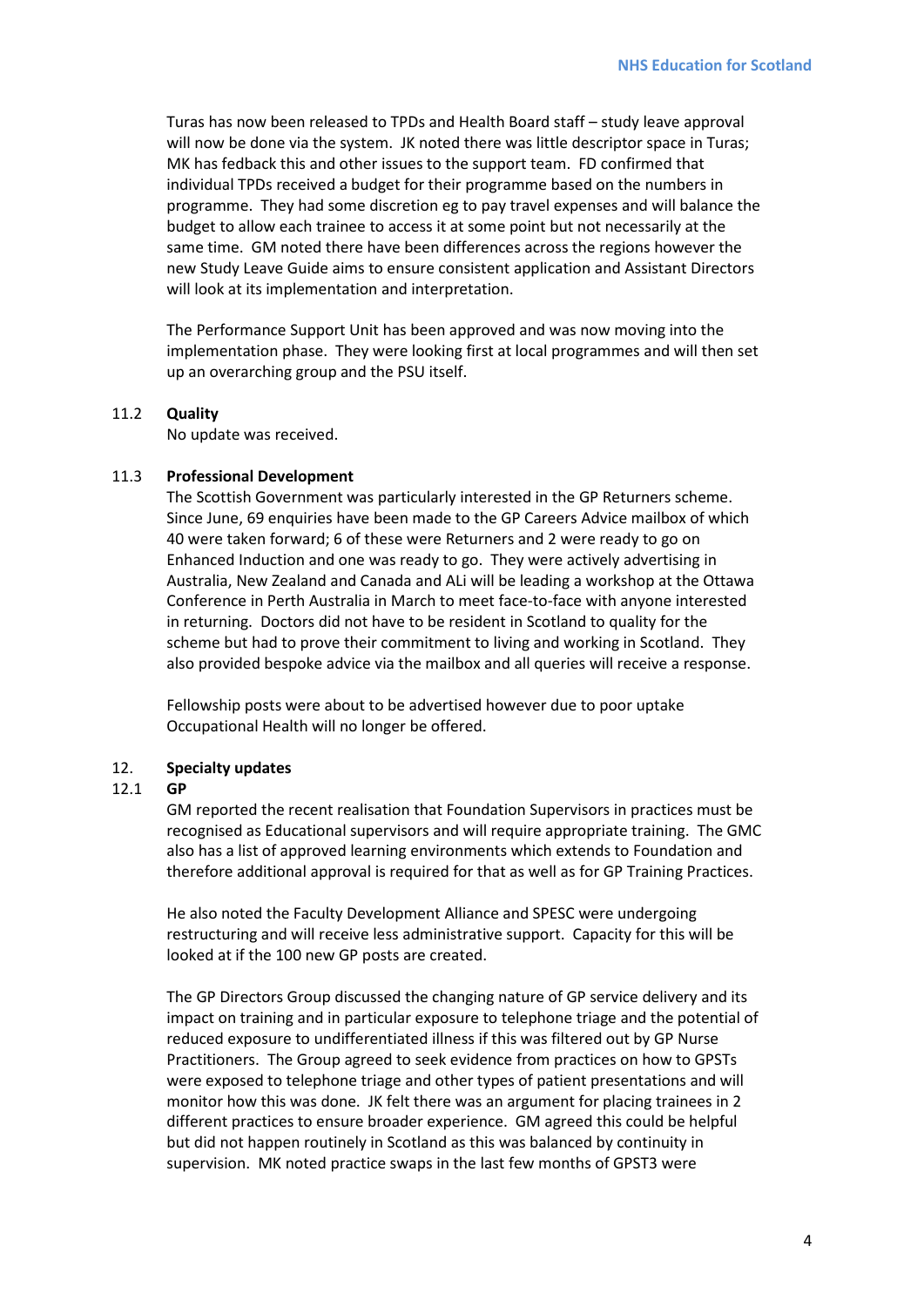Turas has now been released to TPDs and Health Board staff – study leave approval will now be done via the system. JK noted there was little descriptor space in Turas; MK has fedback this and other issues to the support team. FD confirmed that individual TPDs received a budget for their programme based on the numbers in programme. They had some discretion eg to pay travel expenses and will balance the budget to allow each trainee to access it at some point but not necessarily at the same time. GM noted there have been differences across the regions however the new Study Leave Guide aims to ensure consistent application and Assistant Directors will look at its implementation and interpretation.

The Performance Support Unit has been approved and was now moving into the implementation phase. They were looking first at local programmes and will then set up an overarching group and the PSU itself.

11.2 **Quality**

No update was received.

11.3 **Professional Development**

The Scottish Government was particularly interested in the GP Returners scheme. Since June, 69 enquiries have been made to the GP Careers Advice mailbox of which 40 were taken forward; 6 of these were Returners and 2 were ready to go on Enhanced Induction and one was ready to go. They were actively advertising in Australia, New Zealand and Canada and ALi will be leading a workshop at the Ottawa Conference in Perth Australia in March to meet face-to-face with anyone interested in returning. Doctors did not have to be resident in Scotland to quality for the scheme but had to prove their commitment to living and working in Scotland. They also provided bespoke advice via the mailbox and all queries will receive a response.

Fellowship posts were about to be advertised however due to poor uptake Occupational Health will no longer be offered.

12. **Specialty updates**

12.1 **GP**

GM reported the recent realisation that Foundation Supervisors in practices must be recognised as Educational supervisors and will require appropriate training. The GMC also has a list of approved learning environments which extends to Foundation and therefore additional approval is required for that as well as for GP Training Practices.

He also noted the Faculty Development Alliance and SPESC were undergoing restructuring and will receive less administrative support. Capacity for this will be looked at if the 100 new GP posts are created.

The GP Directors Group discussed the changing nature of GP service delivery and its impact on training and in particular exposure to telephone triage and the potential of reduced exposure to undifferentiated illness if this was filtered out by GP Nurse Practitioners. The Group agreed to seek evidence from practices on how to GPSTs were exposed to telephone triage and other types of patient presentations and will monitor how this was done. JK felt there was an argument for placing trainees in 2 different practices to ensure broader experience. GM agreed this could be helpful but did not happen routinely in Scotland as this was balanced by continuity in supervision. MK noted practice swaps in the last few months of GPST3 were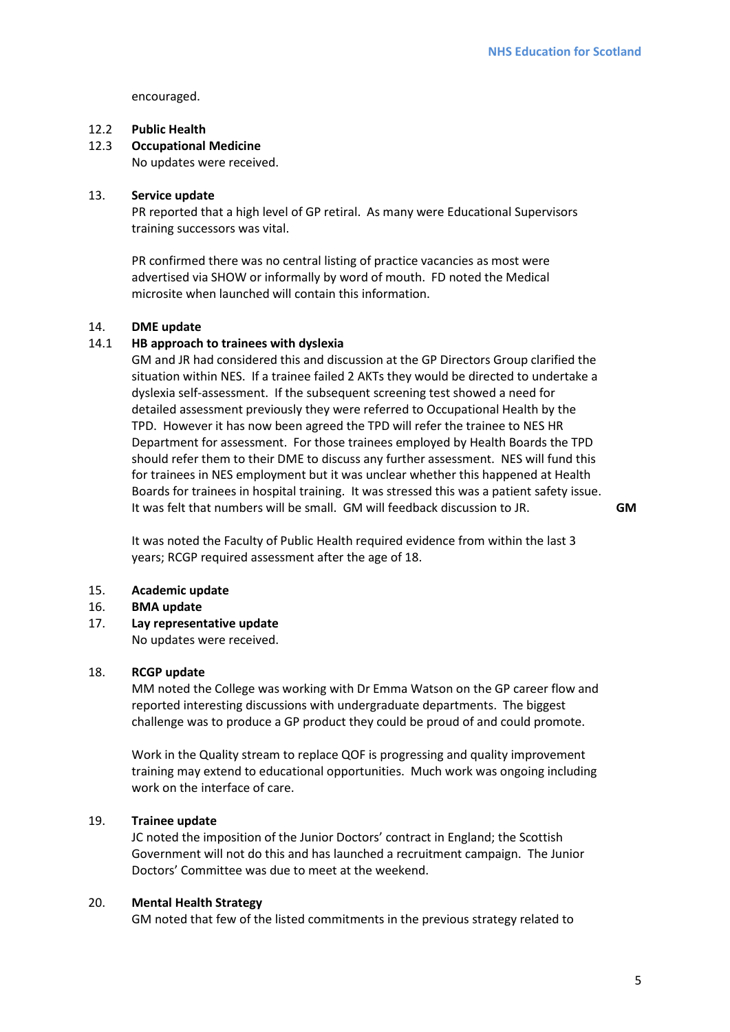encouraged.

**12.2 Public Health**

**12.3 Occupational Medicine**

No updates were received.

**13. Service update**

PR reported that a high level of GP retiral. As many were Educational Supervisors training successors was vital.

PR confirmed there was no central listing of practice vacancies as most were advertised via SHOW or informally by word of mouth. FD noted the Medical microsite when launched will contain this information.

**14. DME update**

**14.1 HB approach to trainees with dyslexia**

GM and JR had considered this and discussion at the GP Directors Group clarified the situation within NES. If a trainee failed 2 AKTs they would be directed to undertake a dyslexia self-assessment. If the subsequent screening test showed a need for detailed assessment previously they were referred to Occupational Health by the TPD. However it has now been agreed the TPD will refer the trainee to NES HR Department for assessment. For those trainees employed by Health Boards the TPD should refer them to their DME to discuss any further assessment. NES will fund this for trainees in NES employment but it was unclear whether this happened at Health Boards for trainees in hospital training. It was stressed this was a patient safety issue. It was felt that numbers will be small. GM will feedback discussion to JR. **GM**

It was noted the Faculty of Public Health required evidence from within the last 3 years; RCGP required assessment after the age of 18.

**15. Academic update**

**16. BMA update**

**17. Lay representative update**

No updates were received.

**18. RCGP update**

MM noted the College was working with Dr Emma Watson on the GP career flow and reported interesting discussions with undergraduate departments. The biggest challenge was to produce a GP product they could be proud of and could promote.

Work in the Quality stream to replace QOF is progressing and quality improvement training may extend to educational opportunities. Much work was ongoing including work on the interface of care.

**19. Trainee update**

JC noted the imposition of the Junior Doctors' contract in England; the Scottish Government will not do this and has launched a recruitment campaign. The Junior Doctors' Committee was due to meet at the weekend.

**20. Mental Health Strategy**

GM noted that few of the listed commitments in the previous strategy related to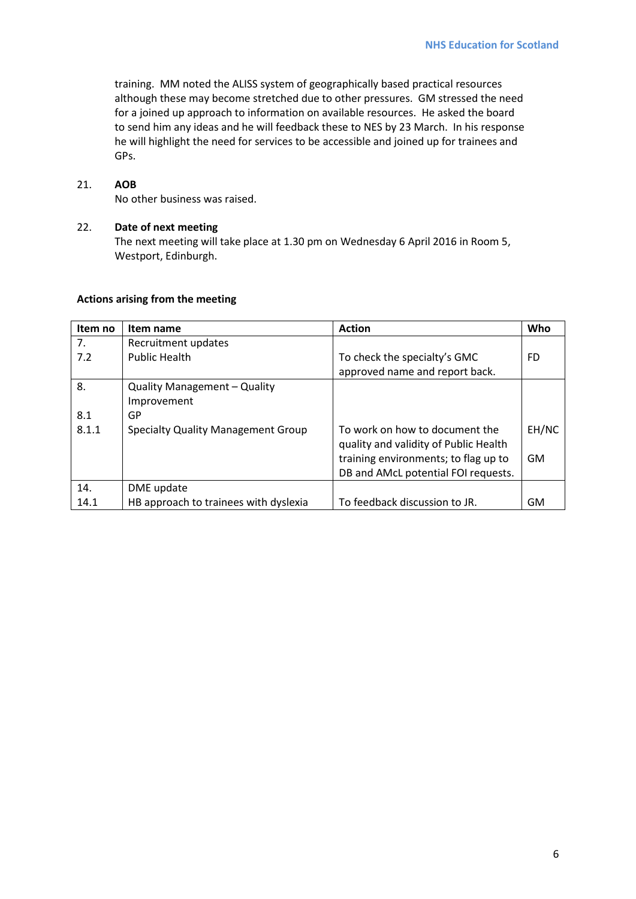training. MM noted the ALISS system of geographically based practical resources although these may become stretched due to other pressures. GM stressed the need for a joined up approach to information on available resources. He asked the board to send him any ideas and he will feedback these to NES by 23 March. In his response he will highlight the need for services to be accessible and joined up for trainees and GPs.

21. **AOB**

No other business was raised.

22. **Date of next meeting**

The next meeting will take place at 1.30 pm on Wednesday 6 April 2016 in Room 5, Westport, Edinburgh.

**Actions arising from the meeting**

| Item no | Item name | Action | Who |
|---|---|---|---|
| 7. | Recruitment updates | | |
| 7.2 | Public Health | To check the specialty's GMC approved name and report back. | FD |
| 8. | Quality Management – Quality Improvement | | |
| 8.1 | GP | | |
| 8.1.1 | Specialty Quality Management Group | To work on how to document the quality and validity of Public Health training environments; to flag up to DB and AMcL potential FOI requests. | EH/NC<br>GM |
| 14. | DME update | | |
| 14.1 | HB approach to trainees with dyslexia | To feedback discussion to JR. | GM |